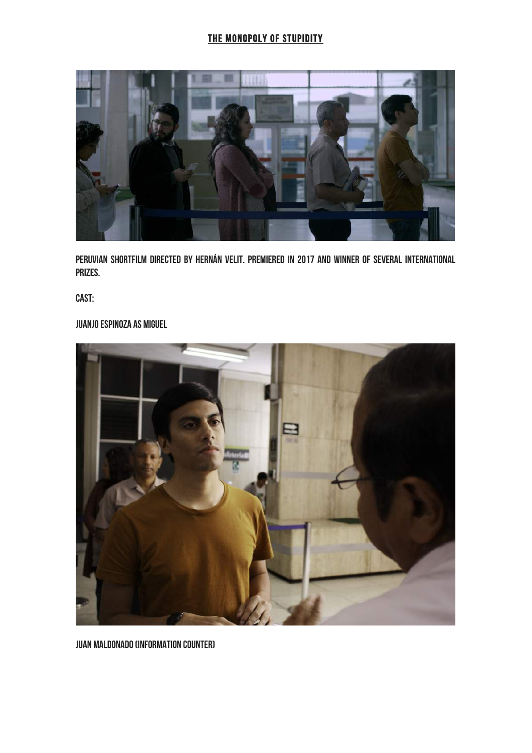# THE MONOPOLY OF STUPIDITY

PERUVIAN SHORTFILM DIRECTED BY HERNÁN VELIT. PREMIERED IN 2017 AND WINNER OF SEVERAL INTERNATIONAL PRIZES.

CAST:

JUANJO ESPINOZA AS MIGUEL

JUAN MALDONADO (INFORMATION COUNTER)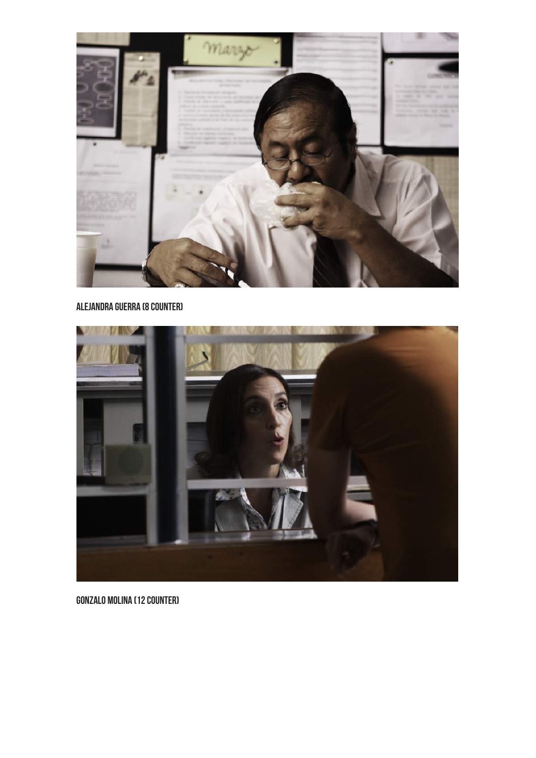ALEJANDRA GUERRA (8 COUNTER)

GONZALO MOLINA (12 COUNTER)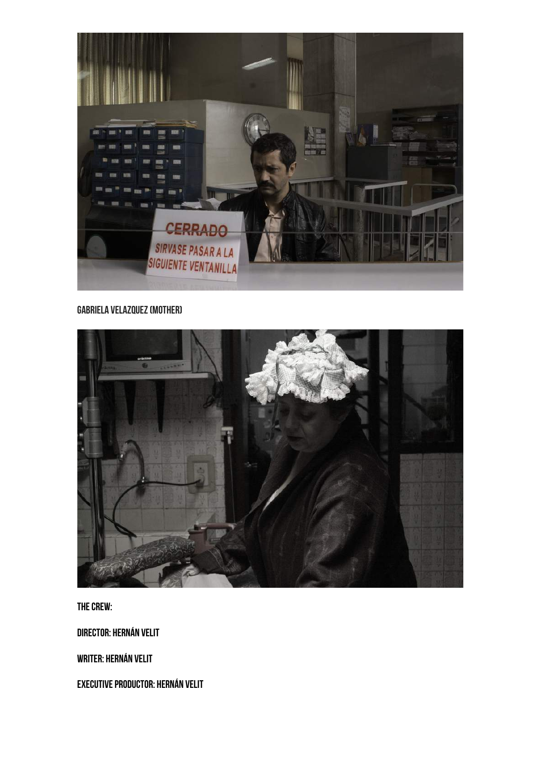GABRIELA VELAZQUEZ (MOTHER)

THE CREW:

DIRECTOR: HERNÁN VELIT

WRITER: HERNÁN VELIT

EXECUTIVE PRODUCTOR: HERNÁN VELIT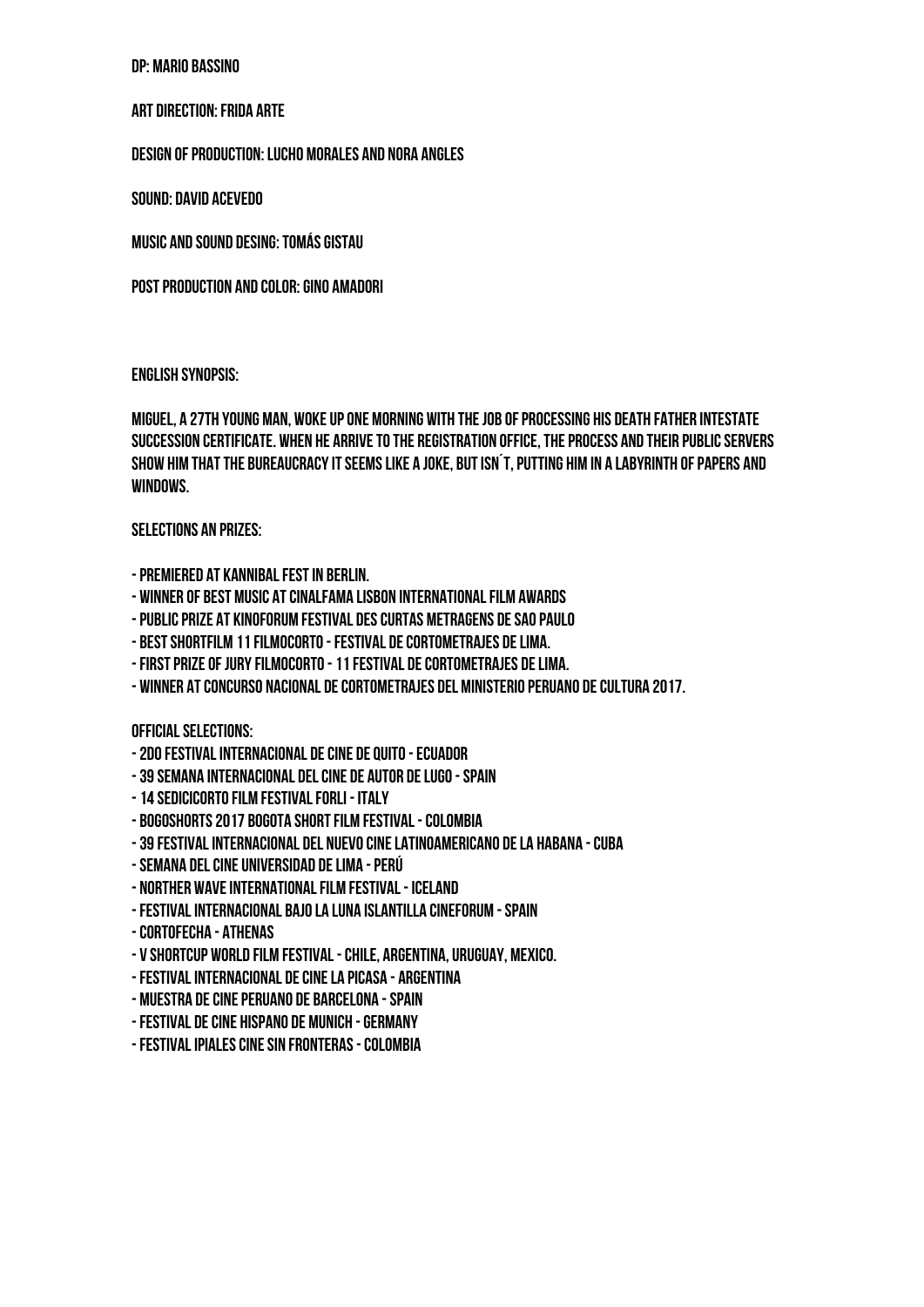DP: MARIO BASSINO

ART DIRECTION: FRIDA ARTE

DESIGN OF PRODUCTION: LUCHO MORALES AND NORA ANGLES

SOUND: DAVID ACEVEDO

MUSIC AND SOUND DESING: TOMÁS GISTAU

POST PRODUCTION AND COLOR: GINO AMADORI

ENGLISH SYNOPSIS:

MIGUEL, A 27TH YOUNG MAN, WOKE UP ONE MORNING WITH THE JOB OF PROCESSING HIS DEATH FATHER INTESTATE SUCCESSION CERTIFICATE. WHEN HE ARRIVE TO THE REGISTRATION OFFICE, THE PROCESS AND THEIR PUBLIC SERVERS SHOW HIM THAT THE BUREAUCRACY IT SEEMS LIKE A JOKE, BUT ISN´T, PUTTING HIM IN A LABYRINTH OF PAPERS AND WINDOWS.

SELECTIONS AN PRIZES:

- PREMIERED AT KANNIBAL FEST IN BERLIN.
- WINNER OF BEST MUSIC AT CINALFAMA LISBON INTERNATIONAL FILM AWARDS
- PUBLIC PRIZE AT KINOFORUM FESTIVAL DES CURTAS METRAGENS DE SAO PAULO
- BEST SHORTFILM 11 FILMOCORTO - FESTIVAL DE CORTOMETRAJES DE LIMA.
- FIRST PRIZE OF JURY FILMOCORTO - 11 FESTIVAL DE CORTOMETRAJES DE LIMA.
- WINNER AT CONCURSO NACIONAL DE CORTOMETRAJES DEL MINISTERIO PERUANO DE CULTURA 2017.

OFFICIAL SELECTIONS:

- 2DO FESTIVAL INTERNACIONAL DE CINE DE QUITO - ECUADOR
- 39 SEMANA INTERNACIONAL DEL CINE DE AUTOR DE LUGO - SPAIN
- 14 SEDICICORTO FILM FESTIVAL FORLI - ITALY
- BOGOSHORTS 2017 BOGOTA SHORT FILM FESTIVAL - COLOMBIA
- 39 FESTIVAL INTERNACIONAL DEL NUEVO CINE LATINOAMERICANO DE LA HABANA - CUBA
- SEMANA DEL CINE UNIVERSIDAD DE LIMA - PERÚ
- NORTHER WAVE INTERNATIONAL FILM FESTIVAL - ICELAND
- FESTIVAL INTERNACIONAL BAJO LA LUNA ISLANTILLA CINEFORUM - SPAIN
- CORTOFECHA - ATHENAS
- V SHORTCUP WORLD FILM FESTIVAL - CHILE, ARGENTINA, URUGUAY, MEXICO.
- FESTIVAL INTERNACIONAL DE CINE LA PICASA - ARGENTINA
- MUESTRA DE CINE PERUANO DE BARCELONA - SPAIN
- FESTIVAL DE CINE HISPANO DE MUNICH - GERMANY
- FESTIVAL IPIALES CINE SIN FRONTERAS - COLOMBIA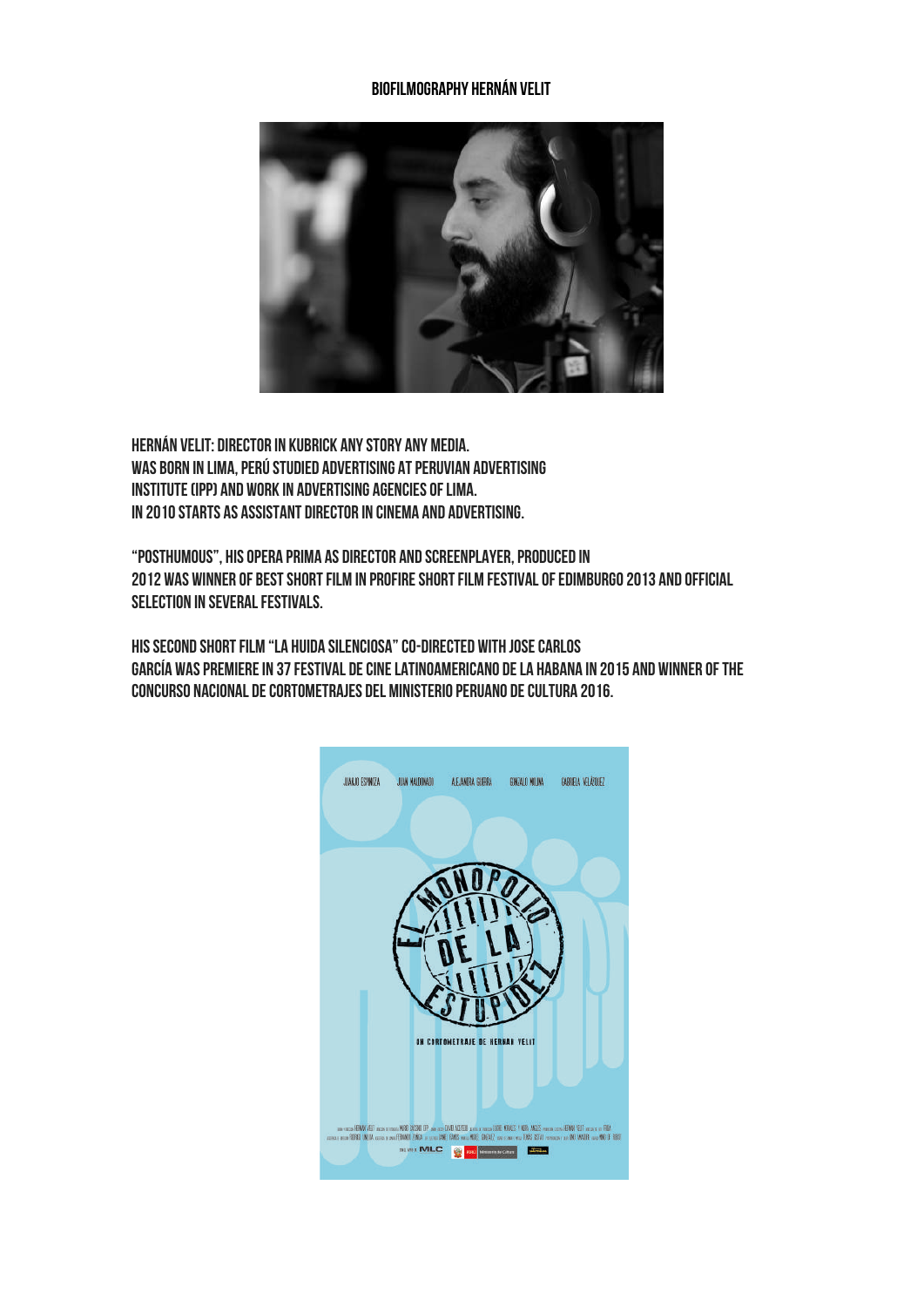# BIOFILMOGRAPHY HERNÁN VELIT

HERNÁN VELIT: DIRECTOR IN KUBRICK ANY STORY ANY MEDIA.
WAS BORN IN LIMA, PERÚ STUDIED ADVERTISING AT PERUVIAN ADVERTISING INSTITUTE (IPP) AND WORK IN ADVERTISING AGENCIES OF LIMA.
IN 2010 STARTS AS ASSISTANT DIRECTOR IN CINEMA AND ADVERTISING.

"POSTHUMOUS", HIS OPERA PRIMA AS DIRECTOR AND SCREENPLAYER, PRODUCED IN 2012 WAS WINNER OF BEST SHORT FILM IN PROFIRE SHORT FILM FESTIVAL OF EDIMBURGO 2013 AND OFFICIAL SELECTION IN SEVERAL FESTIVALS.

HIS SECOND SHORT FILM "LA HUIDA SILENCIOSA" CO-DIRECTED WITH JOSE CARLOS GARCÍA WAS PREMIERE IN 37 FESTIVAL DE CINE LATINOAMERICANO DE LA HABANA IN 2015 AND WINNER OF THE CONCURSO NACIONAL DE CORTOMETRAJES DEL MINISTERIO PERUANO DE CULTURA 2016.